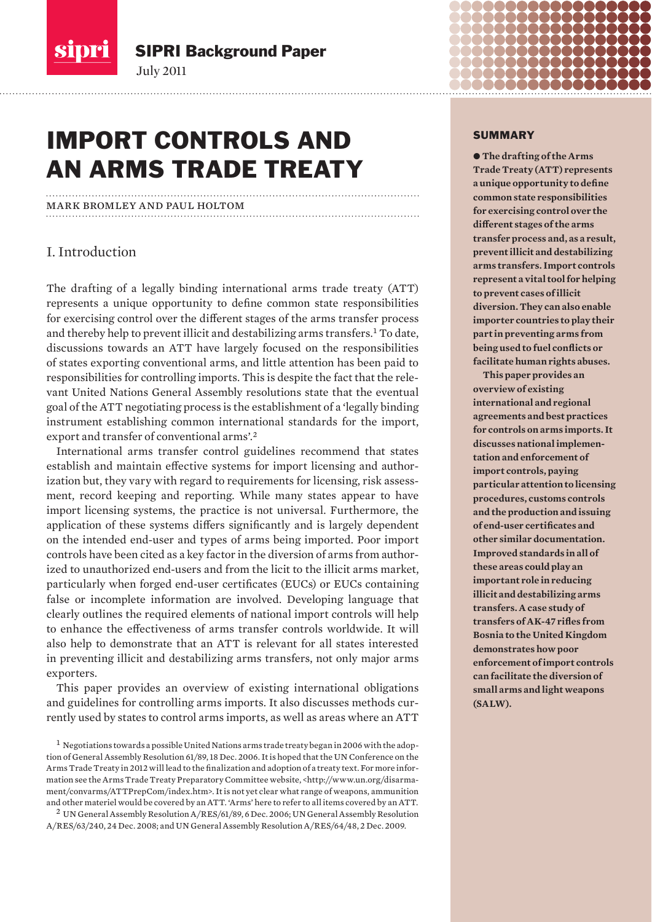SIPRI Background Paper

July 2011

# IMPORT CONTROLS AND AN ARMS TRADE TREATY

MARK BROMLEY AND PAUL HOLTOM

## SUMMARY

● **The drafting of the Arms Trade Treaty (ATT) represents a unique opportunity to define common state responsibilities for exercising control over the different stages of the arms transfer process and, as a result, prevent illicit and destabilizing arms transfers. Import controls represent a vital tool for helping to prevent cases of illicit diversion. They can also enable importer countries to play their part in preventing arms from being used to fuel conflicts or facilitate human rights abuses.**

**This paper provides an overview of existing international and regional agreements and best practices for controls on arms imports. It discusses national implementation and enforcement of import controls, paying particular attention to licensing procedures, customs controls and the production and issuing of end-user certificates and other similar documentation. Improved standards in all of these areas could play an important role in reducing illicit and destabilizing arms transfers. A case study of transfers of AK-47 rifles from Bosnia to the United Kingdom demonstrates how poor enforcement of import controls can facilitate the diversion of small arms and light weapons (SALW).**

## I. Introduction

The drafting of a legally binding international arms trade treaty (ATT) represents a unique opportunity to define common state responsibilities for exercising control over the different stages of the arms transfer process and thereby help to prevent illicit and destabilizing arms transfers.[1] To date, discussions towards an ATT have largely focused on the responsibilities of states exporting conventional arms, and little attention has been paid to responsibilities for controlling imports. This is despite the fact that the relevant United Nations General Assembly resolutions state that the eventual goal of the ATT negotiating process is the establishment of a 'legally binding instrument establishing common international standards for the import, export and transfer of conventional arms'.[2]

International arms transfer control guidelines recommend that states establish and maintain effective systems for import licensing and authorization but, they vary with regard to requirements for licensing, risk assessment, record keeping and reporting. While many states appear to have import licensing systems, the practice is not universal. Furthermore, the application of these systems differs significantly and is largely dependent on the intended end-user and types of arms being imported. Poor import controls have been cited as a key factor in the diversion of arms from authorized to unauthorized end-users and from the licit to the illicit arms market, particularly when forged end-user certificates (EUCs) or EUCs containing false or incomplete information are involved. Developing language that clearly outlines the required elements of national import controls will help to enhance the effectiveness of arms transfer controls worldwide. It will also help to demonstrate that an ATT is relevant for all states interested in preventing illicit and destabilizing arms transfers, not only major arms exporters.

This paper provides an overview of existing international obligations and guidelines for controlling arms imports. It also discusses methods currently used by states to control arms imports, as well as areas where an ATT

[1] Negotiations towards a possible United Nations arms trade treaty began in 2006 with the adoption of General Assembly Resolution 61/89, 18 Dec. 2006. It is hoped that the UN Conference on the Arms Trade Treaty in 2012 will lead to the finalization and adoption of a treaty text. For more information see the Arms Trade Treaty Preparatory Committee website, <http://www.un.org/disarmament/convarms/ATTPrepCom/index.htm>. It is not yet clear what range of weapons, ammunition and other materiel would be covered by an ATT. 'Arms' here to refer to all items covered by an ATT.

[2] UN General Assembly Resolution A/RES/61/89, 6 Dec. 2006; UN General Assembly Resolution A/RES/63/240, 24 Dec. 2008; and UN General Assembly Resolution A/RES/64/48, 2 Dec. 2009.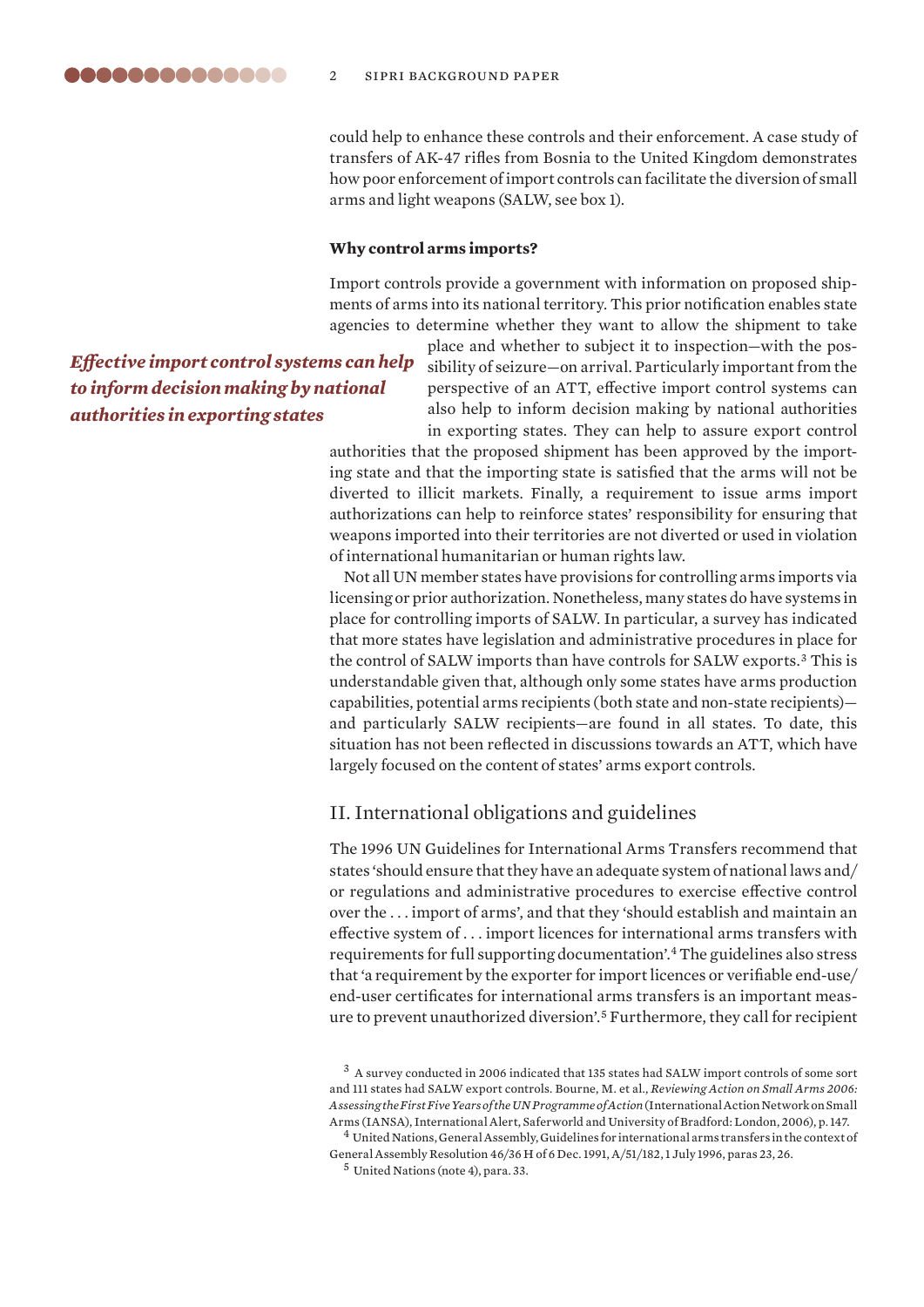could help to enhance these controls and their enforcement. A case study of transfers of AK-47 rifles from Bosnia to the United Kingdom demonstrates how poor enforcement of import controls can facilitate the diversion of small arms and light weapons (SALW, see box 1).

**Why control arms imports?**

Import controls provide a government with information on proposed shipments of arms into its national territory. This prior notification enables state agencies to determine whether they want to allow the shipment to take place and whether to subject it to inspection—with the possibility of seizure—on arrival. Particularly important from the perspective of an ATT, effective import control systems can also help to inform decision making by national authorities in exporting states. They can help to assure export control authorities that the proposed shipment has been approved by the importing state and that the importing state is satisfied that the arms will not be diverted to illicit markets. Finally, a requirement to issue arms import authorizations can help to reinforce states' responsibility for ensuring that weapons imported into their territories are not diverted or used in violation of international humanitarian or human rights law.

***Effective import control systems can help to inform decision making by national authorities in exporting states***

Not all UN member states have provisions for controlling arms imports via licensing or prior authorization. Nonetheless, many states do have systems in place for controlling imports of SALW. In particular, a survey has indicated that more states have legislation and administrative procedures in place for the control of SALW imports than have controls for SALW exports.[3] This is understandable given that, although only some states have arms production capabilities, potential arms recipients (both state and non-state recipients)—and particularly SALW recipients—are found in all states. To date, this situation has not been reflected in discussions towards an ATT, which have largely focused on the content of states' arms export controls.

## II. International obligations and guidelines

The 1996 UN Guidelines for International Arms Transfers recommend that states 'should ensure that they have an adequate system of national laws and/or regulations and administrative procedures to exercise effective control over the . . . import of arms', and that they 'should establish and maintain an effective system of . . . import licences for international arms transfers with requirements for full supporting documentation'.[4] The guidelines also stress that 'a requirement by the exporter for import licences or verifiable end-use/end-user certificates for international arms transfers is an important measure to prevent unauthorized diversion'.[5] Furthermore, they call for recipient

[3] A survey conducted in 2006 indicated that 135 states had SALW import controls of some sort and 111 states had SALW export controls. Bourne, M. et al., *Reviewing Action on Small Arms 2006: Assessing the First Five Years of the UN Programme of Action* (International Action Network on Small Arms (IANSA), International Alert, Saferworld and University of Bradford: London, 2006), p. 147.

[4] United Nations, General Assembly, Guidelines for international arms transfers in the context of General Assembly Resolution 46/36 H of 6 Dec. 1991, A/51/182, 1 July 1996, paras 23, 26.

[5] United Nations (note 4), para. 33.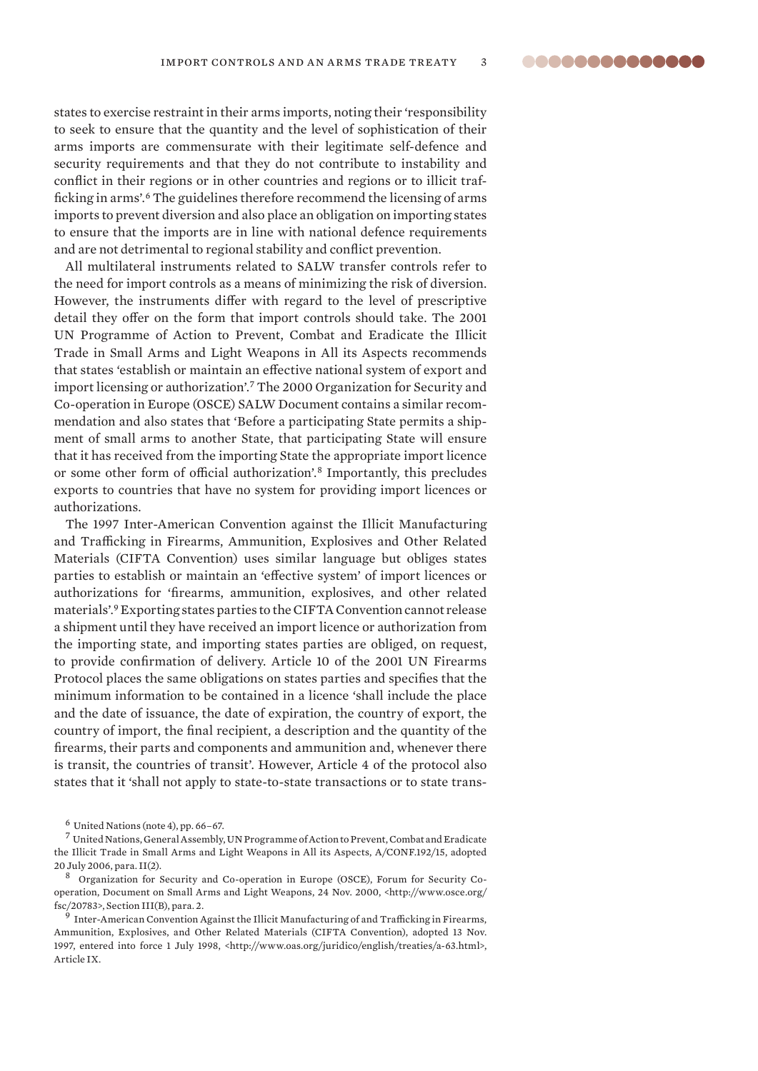states to exercise restraint in their arms imports, noting their 'responsibility to seek to ensure that the quantity and the level of sophistication of their arms imports are commensurate with their legitimate self-defence and security requirements and that they do not contribute to instability and conflict in their regions or in other countries and regions or to illicit trafficking in arms'.[6] The guidelines therefore recommend the licensing of arms imports to prevent diversion and also place an obligation on importing states to ensure that the imports are in line with national defence requirements and are not detrimental to regional stability and conflict prevention.

All multilateral instruments related to SALW transfer controls refer to the need for import controls as a means of minimizing the risk of diversion. However, the instruments differ with regard to the level of prescriptive detail they offer on the form that import controls should take. The 2001 UN Programme of Action to Prevent, Combat and Eradicate the Illicit Trade in Small Arms and Light Weapons in All its Aspects recommends that states 'establish or maintain an effective national system of export and import licensing or authorization'.[7] The 2000 Organization for Security and Co-operation in Europe (OSCE) SALW Document contains a similar recommendation and also states that 'Before a participating State permits a shipment of small arms to another State, that participating State will ensure that it has received from the importing State the appropriate import licence or some other form of official authorization'.[8] Importantly, this precludes exports to countries that have no system for providing import licences or authorizations.

The 1997 Inter-American Convention against the Illicit Manufacturing and Trafficking in Firearms, Ammunition, Explosives and Other Related Materials (CIFTA Convention) uses similar language but obliges states parties to establish or maintain an 'effective system' of import licences or authorizations for 'firearms, ammunition, explosives, and other related materials'.[9] Exporting states parties to the CIFTA Convention cannot release a shipment until they have received an import licence or authorization from the importing state, and importing states parties are obliged, on request, to provide confirmation of delivery. Article 10 of the 2001 UN Firearms Protocol places the same obligations on states parties and specifies that the minimum information to be contained in a licence 'shall include the place and the date of issuance, the date of expiration, the country of export, the country of import, the final recipient, a description and the quantity of the firearms, their parts and components and ammunition and, whenever there is transit, the countries of transit'. However, Article 4 of the protocol also states that it 'shall not apply to state-to-state transactions or to state trans-

[6] United Nations (note 4), pp. 66–67.

[7] United Nations, General Assembly, UN Programme of Action to Prevent, Combat and Eradicate the Illicit Trade in Small Arms and Light Weapons in All its Aspects, A/CONF.192/15, adopted 20 July 2006, para. II(2).

[8] Organization for Security and Co-operation in Europe (OSCE), Forum for Security Co-operation, Document on Small Arms and Light Weapons, 24 Nov. 2000, <http://www.osce.org/fsc/20783>, Section III(B), para. 2.

[9] Inter-American Convention Against the Illicit Manufacturing of and Trafficking in Firearms, Ammunition, Explosives, and Other Related Materials (CIFTA Convention), adopted 13 Nov. 1997, entered into force 1 July 1998, <http://www.oas.org/juridico/english/treaties/a-63.html>, Article IX.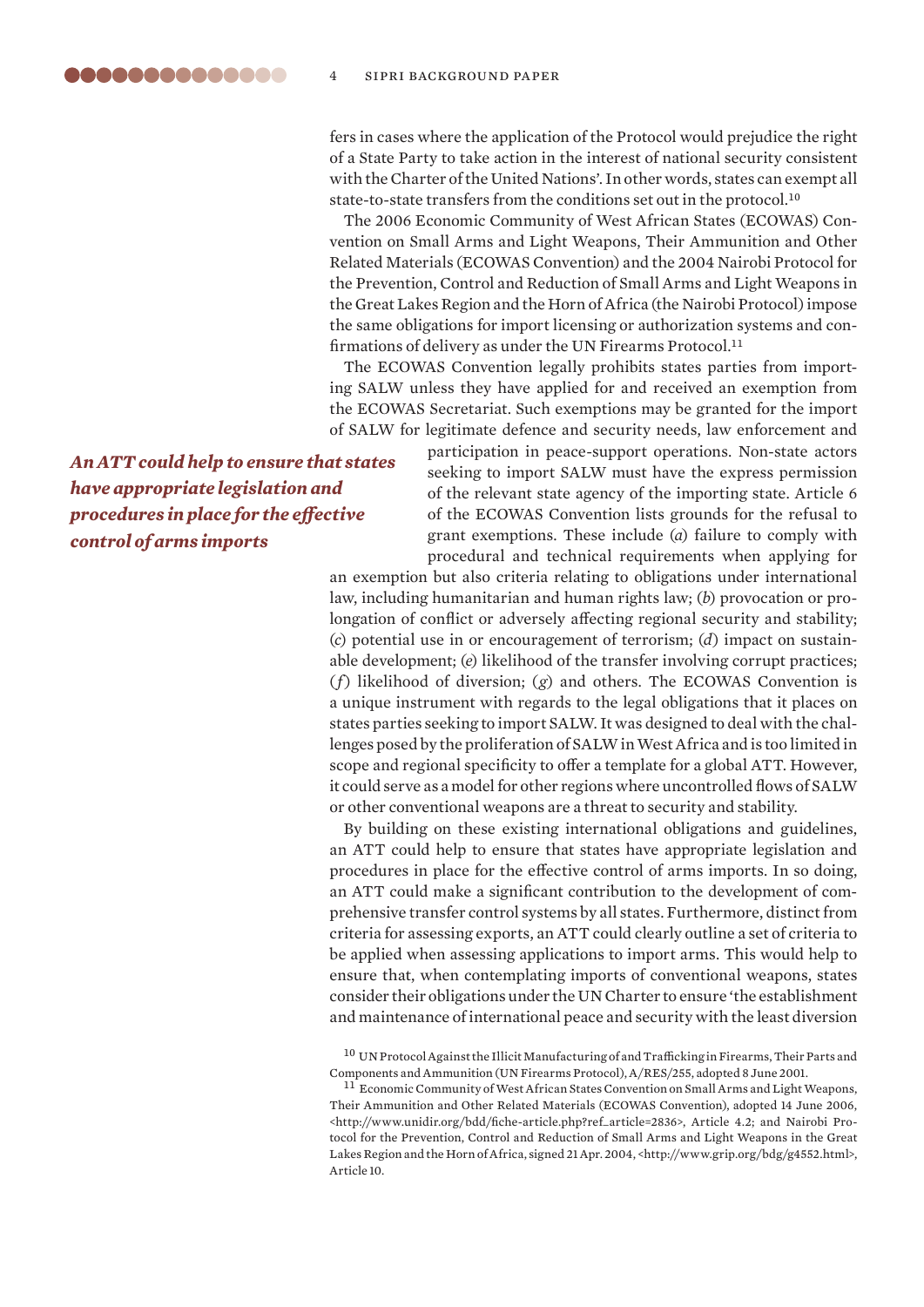fers in cases where the application of the Protocol would prejudice the right of a State Party to take action in the interest of national security consistent with the Charter of the United Nations'. In other words, states can exempt all state-to-state transfers from the conditions set out in the protocol.[10]

The 2006 Economic Community of West African States (ECOWAS) Convention on Small Arms and Light Weapons, Their Ammunition and Other Related Materials (ECOWAS Convention) and the 2004 Nairobi Protocol for the Prevention, Control and Reduction of Small Arms and Light Weapons in the Great Lakes Region and the Horn of Africa (the Nairobi Protocol) impose the same obligations for import licensing or authorization systems and confirmations of delivery as under the UN Firearms Protocol.[11]

The ECOWAS Convention legally prohibits states parties from importing SALW unless they have applied for and received an exemption from the ECOWAS Secretariat. Such exemptions may be granted for the import of SALW for legitimate defence and security needs, law enforcement and participation in peace-support operations. Non-state actors seeking to import SALW must have the express permission of the relevant state agency of the importing state. Article 6 of the ECOWAS Convention lists grounds for the refusal to grant exemptions. These include (*a*) failure to comply with procedural and technical requirements when applying for an exemption but also criteria relating to obligations under international law, including humanitarian and human rights law; (*b*) provocation or prolongation of conflict or adversely affecting regional security and stability; (*c*) potential use in or encouragement of terrorism; (*d*) impact on sustainable development; (*e*) likelihood of the transfer involving corrupt practices; (*f*) likelihood of diversion; (*g*) and others. The ECOWAS Convention is a unique instrument with regards to the legal obligations that it places on states parties seeking to import SALW. It was designed to deal with the challenges posed by the proliferation of SALW in West Africa and is too limited in scope and regional specificity to offer a template for a global ATT. However, it could serve as a model for other regions where uncontrolled flows of SALW or other conventional weapons are a threat to security and stability.

***An ATT could help to ensure that states have appropriate legislation and procedures in place for the effective control of arms imports***

By building on these existing international obligations and guidelines, an ATT could help to ensure that states have appropriate legislation and procedures in place for the effective control of arms imports. In so doing, an ATT could make a significant contribution to the development of comprehensive transfer control systems by all states. Furthermore, distinct from criteria for assessing exports, an ATT could clearly outline a set of criteria to be applied when assessing applications to import arms. This would help to ensure that, when contemplating imports of conventional weapons, states consider their obligations under the UN Charter to ensure 'the establishment and maintenance of international peace and security with the least diversion

[10] UN Protocol Against the Illicit Manufacturing of and Trafficking in Firearms, Their Parts and Components and Ammunition (UN Firearms Protocol), A/RES/255, adopted 8 June 2001.

[11] Economic Community of West African States Convention on Small Arms and Light Weapons, Their Ammunition and Other Related Materials (ECOWAS Convention), adopted 14 June 2006, <http://www.unidir.org/bdd/fiche-article.php?ref_article=2836>, Article 4.2; and Nairobi Protocol for the Prevention, Control and Reduction of Small Arms and Light Weapons in the Great Lakes Region and the Horn of Africa, signed 21 Apr. 2004, <http://www.grip.org/bdg/g4552.html>, Article 10.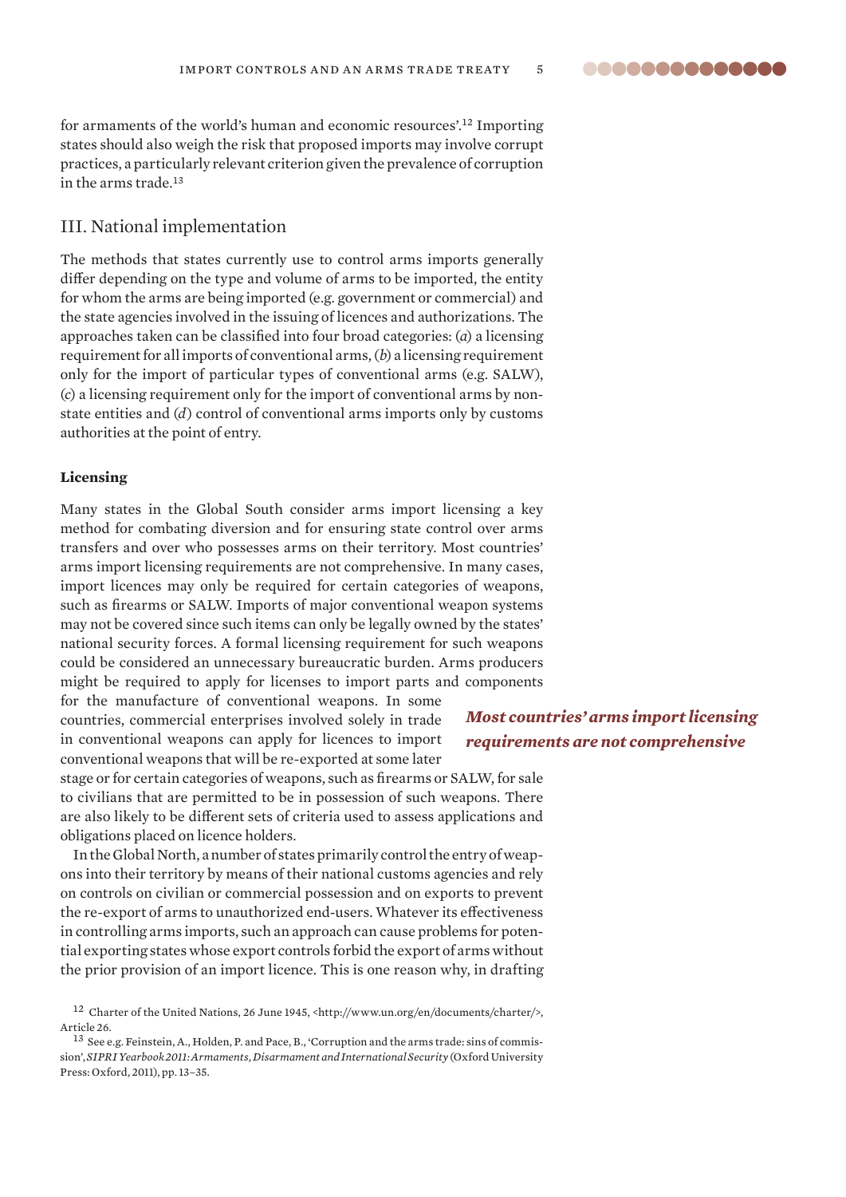for armaments of the world's human and economic resources'.[12] Importing states should also weigh the risk that proposed imports may involve corrupt practices, a particularly relevant criterion given the prevalence of corruption in the arms trade.[13]

## III. National implementation

The methods that states currently use to control arms imports generally differ depending on the type and volume of arms to be imported, the entity for whom the arms are being imported (e.g. government or commercial) and the state agencies involved in the issuing of licences and authorizations. The approaches taken can be classified into four broad categories: (*a*) a licensing requirement for all imports of conventional arms, (*b*) a licensing requirement only for the import of particular types of conventional arms (e.g. SALW), (*c*) a licensing requirement only for the import of conventional arms by non-state entities and (*d*) control of conventional arms imports only by customs authorities at the point of entry.

### Licensing

Many states in the Global South consider arms import licensing a key method for combating diversion and for ensuring state control over arms transfers and over who possesses arms on their territory. Most countries' arms import licensing requirements are not comprehensive. In many cases, import licences may only be required for certain categories of weapons, such as firearms or SALW. Imports of major conventional weapon systems may not be covered since such items can only be legally owned by the states' national security forces. A formal licensing requirement for such weapons could be considered an unnecessary bureaucratic burden. Arms producers might be required to apply for licenses to import parts and components for the manufacture of conventional weapons. In some countries, commercial enterprises involved solely in trade in conventional weapons can apply for licences to import conventional weapons that will be re-exported at some later stage or for certain categories of weapons, such as firearms or SALW, for sale to civilians that are permitted to be in possession of such weapons. There are also likely to be different sets of criteria used to assess applications and obligations placed on licence holders.

***Most countries' arms import licensing requirements are not comprehensive***

In the Global North, a number of states primarily control the entry of weapons into their territory by means of their national customs agencies and rely on controls on civilian or commercial possession and on exports to prevent the re-export of arms to unauthorized end-users. Whatever its effectiveness in controlling arms imports, such an approach can cause problems for potential exporting states whose export controls forbid the export of arms without the prior provision of an import licence. This is one reason why, in drafting

[12] Charter of the United Nations, 26 June 1945, <http://www.un.org/en/documents/charter/>, Article 26.

[13] See e.g. Feinstein, A., Holden, P. and Pace, B., 'Corruption and the arms trade: sins of commission', *SIPRI Yearbook 2011: Armaments, Disarmament and International Security* (Oxford University Press: Oxford, 2011), pp. 13–35.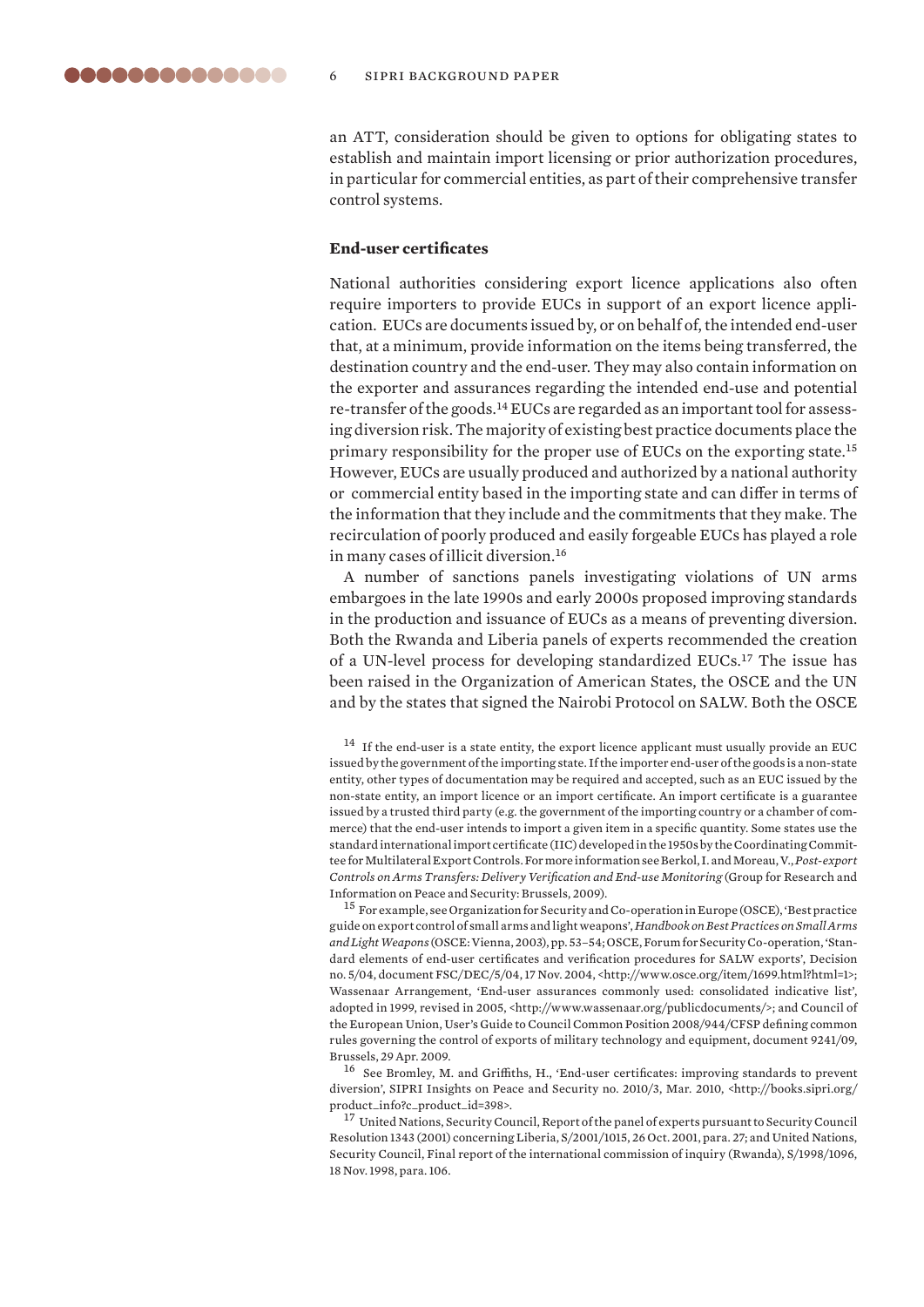an ATT, consideration should be given to options for obligating states to establish and maintain import licensing or prior authorization procedures, in particular for commercial entities, as part of their comprehensive transfer control systems.

### End-user certificates

National authorities considering export licence applications also often require importers to provide EUCs in support of an export licence application. EUCs are documents issued by, or on behalf of, the intended end-user that, at a minimum, provide information on the items being transferred, the destination country and the end-user. They may also contain information on the exporter and assurances regarding the intended end-use and potential re-transfer of the goods.[14] EUCs are regarded as an important tool for assessing diversion risk. The majority of existing best practice documents place the primary responsibility for the proper use of EUCs on the exporting state.[15] However, EUCs are usually produced and authorized by a national authority or commercial entity based in the importing state and can differ in terms of the information that they include and the commitments that they make. The recirculation of poorly produced and easily forgeable EUCs has played a role in many cases of illicit diversion.[16]

A number of sanctions panels investigating violations of UN arms embargoes in the late 1990s and early 2000s proposed improving standards in the production and issuance of EUCs as a means of preventing diversion. Both the Rwanda and Liberia panels of experts recommended the creation of a UN-level process for developing standardized EUCs.[17] The issue has been raised in the Organization of American States, the OSCE and the UN and by the states that signed the Nairobi Protocol on SALW. Both the OSCE

[14] If the end-user is a state entity, the export licence applicant must usually provide an EUC issued by the government of the importing state. If the importer end-user of the goods is a non-state entity, other types of documentation may be required and accepted, such as an EUC issued by the non-state entity, an import licence or an import certificate. An import certificate is a guarantee issued by a trusted third party (e.g. the government of the importing country or a chamber of commerce) that the end-user intends to import a given item in a specific quantity. Some states use the standard international import certificate (IIC) developed in the 1950s by the Coordinating Committee for Multilateral Export Controls. For more information see Berkol, I. and Moreau, V., *Post-export Controls on Arms Transfers: Delivery Verification and End-use Monitoring* (Group for Research and Information on Peace and Security: Brussels, 2009).

[15] For example, see Organization for Security and Co-operation in Europe (OSCE), 'Best practice guide on export control of small arms and light weapons', *Handbook on Best Practices on Small Arms and Light Weapons* (OSCE: Vienna, 2003), pp. 53–54; OSCE, Forum for Security Co-operation, 'Standard elements of end-user certificates and verification procedures for SALW exports', Decision no. 5/04, document FSC/DEC/5/04, 17 Nov. 2004, <http://www.osce.org/item/1699.html?html=1>; Wassenaar Arrangement, 'End-user assurances commonly used: consolidated indicative list', adopted in 1999, revised in 2005, <http://www.wassenaar.org/publicdocuments/>; and Council of the European Union, User's Guide to Council Common Position 2008/944/CFSP defining common rules governing the control of exports of military technology and equipment, document 9241/09, Brussels, 29 Apr. 2009.

[16] See Bromley, M. and Griffiths, H., 'End-user certificates: improving standards to prevent diversion', SIPRI Insights on Peace and Security no. 2010/3, Mar. 2010, <http://books.sipri.org/product_info?c_product_id=398>.

[17] United Nations, Security Council, Report of the panel of experts pursuant to Security Council Resolution 1343 (2001) concerning Liberia, S/2001/1015, 26 Oct. 2001, para. 27; and United Nations, Security Council, Final report of the international commission of inquiry (Rwanda), S/1998/1096, 18 Nov. 1998, para. 106.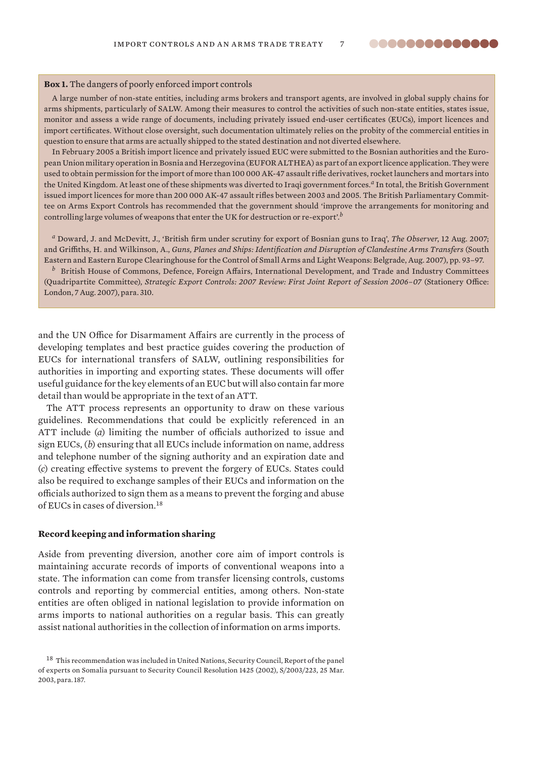**Box 1.** The dangers of poorly enforced import controls

A large number of non-state entities, including arms brokers and transport agents, are involved in global supply chains for arms shipments, particularly of SALW. Among their measures to control the activities of such non-state entities, states issue, monitor and assess a wide range of documents, including privately issued end-user certificates (EUCs), import licences and import certificates. Without close oversight, such documentation ultimately relies on the probity of the commercial entities in question to ensure that arms are actually shipped to the stated destination and not diverted elsewhere.

In February 2005 a British import licence and privately issued EUC were submitted to the Bosnian authorities and the European Union military operation in Bosnia and Herzegovina (EUFOR ALTHEA) as part of an export licence application. They were used to obtain permission for the import of more than 100 000 AK-47 assault rifle derivatives, rocket launchers and mortars into the United Kingdom. At least one of these shipments was diverted to Iraqi government forces.[a] In total, the British Government issued import licences for more than 200 000 AK-47 assault rifles between 2003 and 2005. The British Parliamentary Committee on Arms Export Controls has recommended that the government should 'improve the arrangements for monitoring and controlling large volumes of weapons that enter the UK for destruction or re-export'.[b]

[a] Doward, J. and McDevitt, J., 'British firm under scrutiny for export of Bosnian guns to Iraq', *The Observer*, 12 Aug. 2007; and Griffiths, H. and Wilkinson, A., *Guns, Planes and Ships: Identification and Disruption of Clandestine Arms Transfers* (South Eastern and Eastern Europe Clearinghouse for the Control of Small Arms and Light Weapons: Belgrade, Aug. 2007), pp. 93–97.

[b] British House of Commons, Defence, Foreign Affairs, International Development, and Trade and Industry Committees (Quadripartite Committee), *Strategic Export Controls: 2007 Review: First Joint Report of Session 2006–07* (Stationery Office: London, 7 Aug. 2007), para. 310.

and the UN Office for Disarmament Affairs are currently in the process of developing templates and best practice guides covering the production of EUCs for international transfers of SALW, outlining responsibilities for authorities in importing and exporting states. These documents will offer useful guidance for the key elements of an EUC but will also contain far more detail than would be appropriate in the text of an ATT.

The ATT process represents an opportunity to draw on these various guidelines. Recommendations that could be explicitly referenced in an ATT include (*a*) limiting the number of officials authorized to issue and sign EUCs, (*b*) ensuring that all EUCs include information on name, address and telephone number of the signing authority and an expiration date and (*c*) creating effective systems to prevent the forgery of EUCs. States could also be required to exchange samples of their EUCs and information on the officials authorized to sign them as a means to prevent the forging and abuse of EUCs in cases of diversion.[18]

### Record keeping and information sharing

Aside from preventing diversion, another core aim of import controls is maintaining accurate records of imports of conventional weapons into a state. The information can come from transfer licensing controls, customs controls and reporting by commercial entities, among others. Non-state entities are often obliged in national legislation to provide information on arms imports to national authorities on a regular basis. This can greatly assist national authorities in the collection of information on arms imports.

[18] This recommendation was included in United Nations, Security Council, Report of the panel of experts on Somalia pursuant to Security Council Resolution 1425 (2002), S/2003/223, 25 Mar. 2003, para. 187.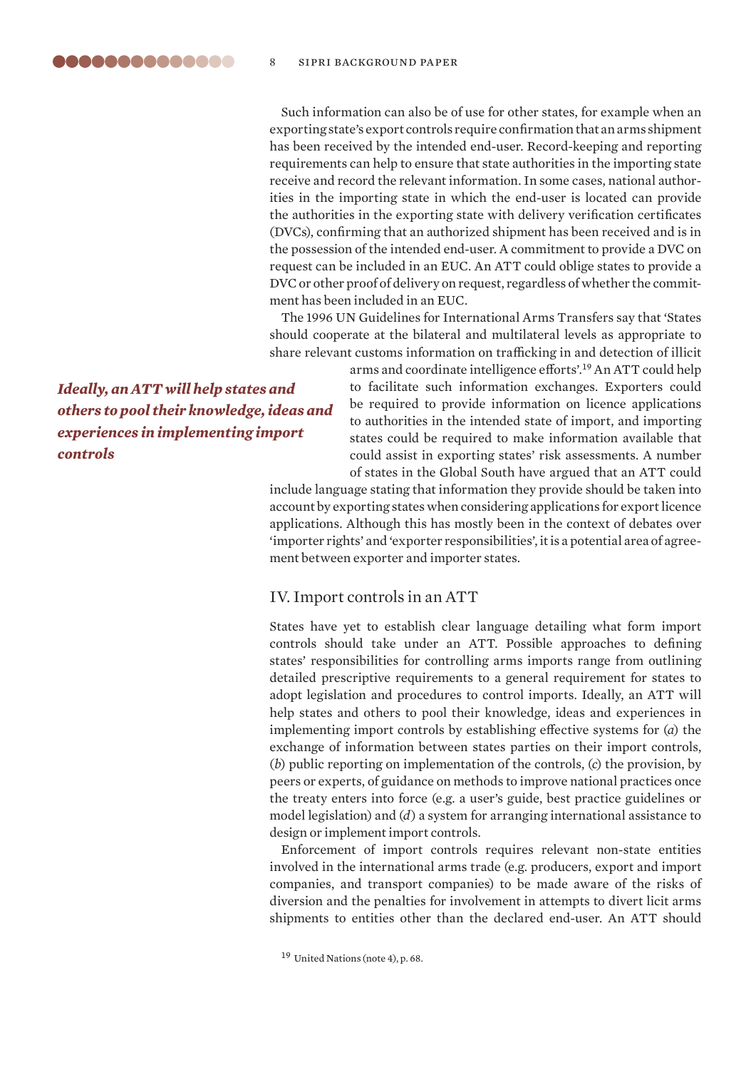Such information can also be of use for other states, for example when an exporting state's export controls require confirmation that an arms shipment has been received by the intended end-user. Record-keeping and reporting requirements can help to ensure that state authorities in the importing state receive and record the relevant information. In some cases, national authorities in the importing state in which the end-user is located can provide the authorities in the exporting state with delivery verification certificates (DVCs), confirming that an authorized shipment has been received and is in the possession of the intended end-user. A commitment to provide a DVC on request can be included in an EUC. An ATT could oblige states to provide a DVC or other proof of delivery on request, regardless of whether the commitment has been included in an EUC.

The 1996 UN Guidelines for International Arms Transfers say that 'States should cooperate at the bilateral and multilateral levels as appropriate to share relevant customs information on trafficking in and detection of illicit arms and coordinate intelligence efforts'.[19] An ATT could help to facilitate such information exchanges. Exporters could be required to provide information on licence applications to authorities in the intended state of import, and importing states could be required to make information available that could assist in exporting states' risk assessments. A number of states in the Global South have argued that an ATT could include language stating that information they provide should be taken into account by exporting states when considering applications for export licence applications. Although this has mostly been in the context of debates over 'importer rights' and 'exporter responsibilities', it is a potential area of agreement between exporter and importer states.

*Ideally, an ATT will help states and others to pool their knowledge, ideas and experiences in implementing import controls*

## IV. Import controls in an ATT

States have yet to establish clear language detailing what form import controls should take under an ATT. Possible approaches to defining states' responsibilities for controlling arms imports range from outlining detailed prescriptive requirements to a general requirement for states to adopt legislation and procedures to control imports. Ideally, an ATT will help states and others to pool their knowledge, ideas and experiences in implementing import controls by establishing effective systems for (*a*) the exchange of information between states parties on their import controls, (*b*) public reporting on implementation of the controls, (*c*) the provision, by peers or experts, of guidance on methods to improve national practices once the treaty enters into force (e.g. a user's guide, best practice guidelines or model legislation) and (*d*) a system for arranging international assistance to design or implement import controls.

Enforcement of import controls requires relevant non-state entities involved in the international arms trade (e.g. producers, export and import companies, and transport companies) to be made aware of the risks of diversion and the penalties for involvement in attempts to divert licit arms shipments to entities other than the declared end-user. An ATT should

[19] United Nations (note 4), p. 68.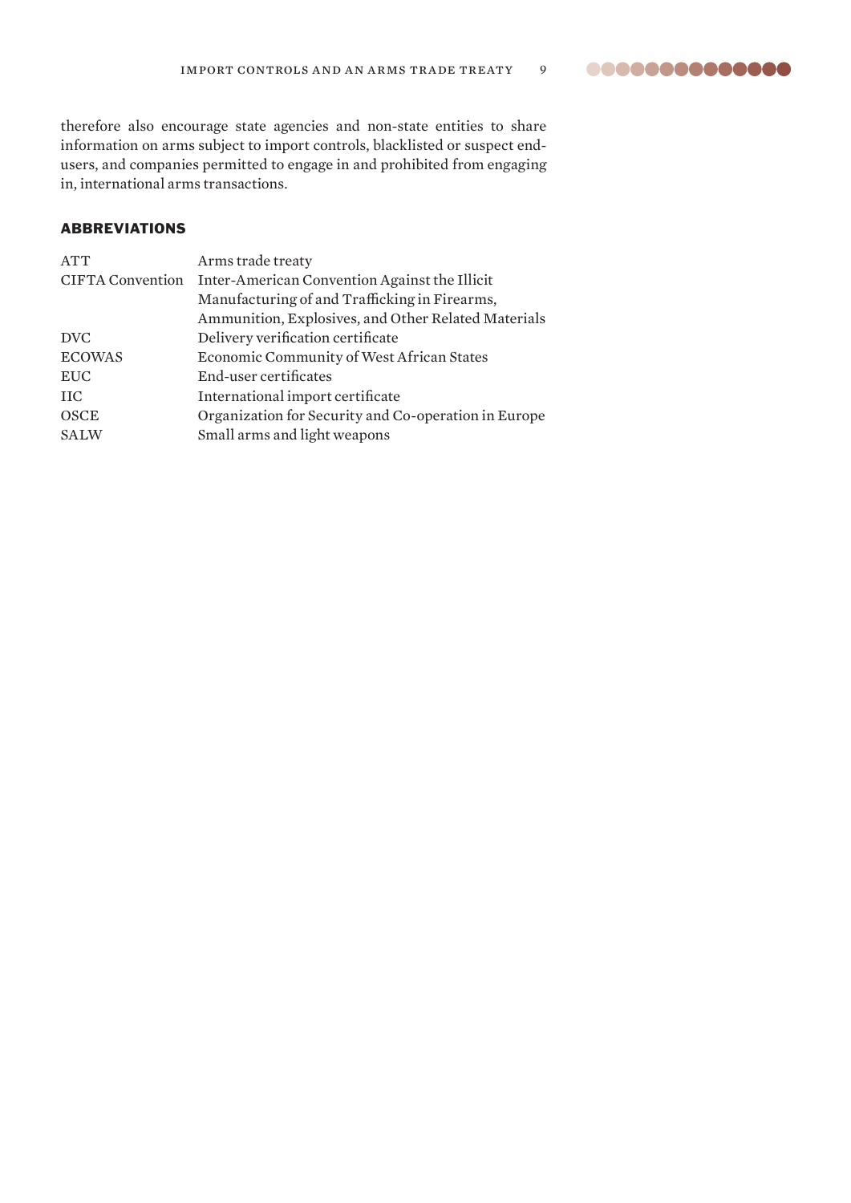therefore also encourage state agencies and non-state entities to share information on arms subject to import controls, blacklisted or suspect end-users, and companies permitted to engage in and prohibited from engaging in, international arms transactions.

## ABBREVIATIONS

| | |
|---|---|
| ATT | Arms trade treaty |
| CIFTA Convention | Inter-American Convention Against the Illicit Manufacturing of and Trafficking in Firearms, Ammunition, Explosives, and Other Related Materials |
| DVC | Delivery verification certificate |
| ECOWAS | Economic Community of West African States |
| EUC | End-user certificates |
| IIC | International import certificate |
| OSCE | Organization for Security and Co-operation in Europe |
| SALW | Small arms and light weapons |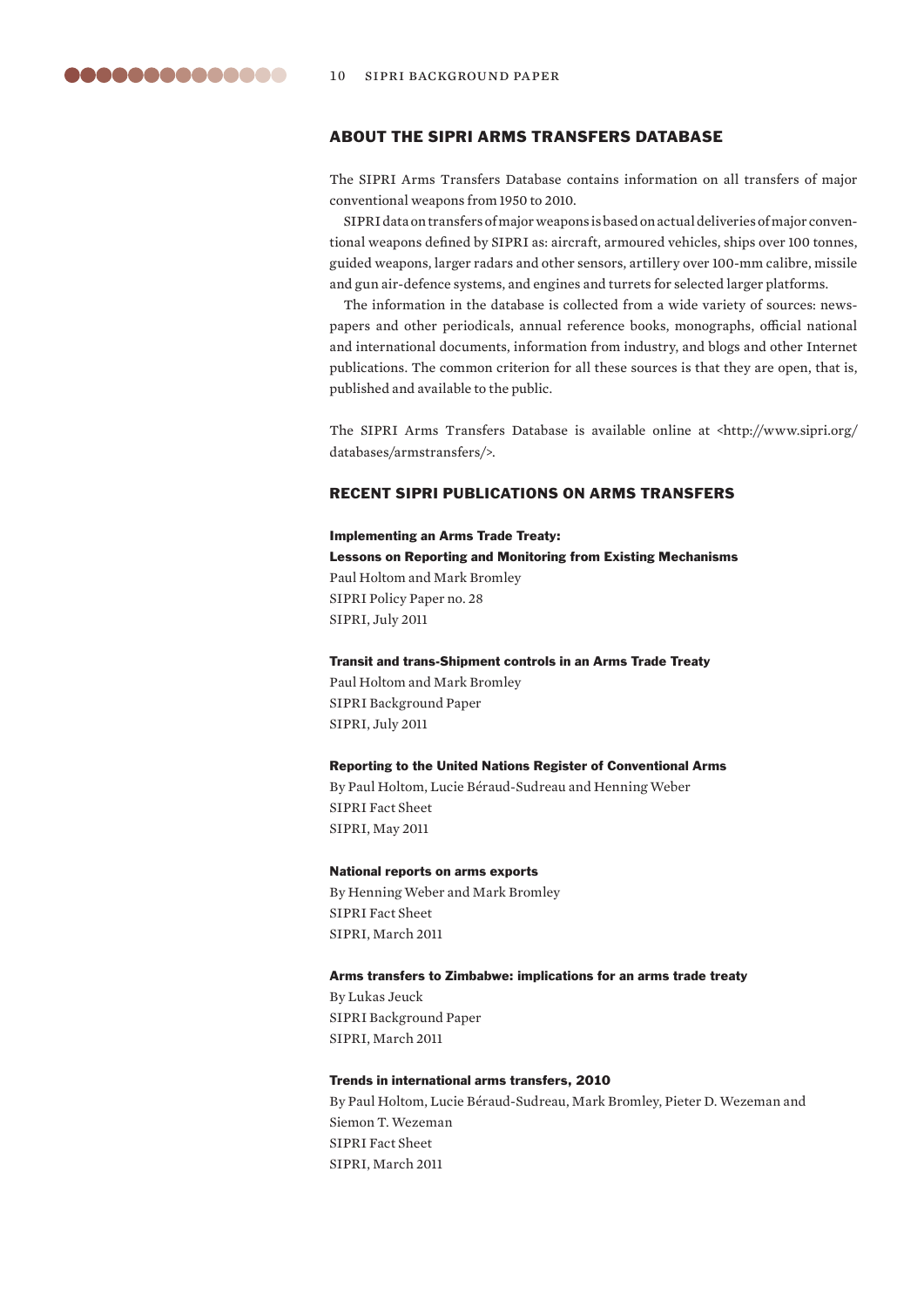## ABOUT THE SIPRI ARMS TRANSFERS DATABASE

The SIPRI Arms Transfers Database contains information on all transfers of major conventional weapons from 1950 to 2010.

SIPRI data on transfers of major weapons is based on actual deliveries of major conventional weapons defined by SIPRI as: aircraft, armoured vehicles, ships over 100 tonnes, guided weapons, larger radars and other sensors, artillery over 100-mm calibre, missile and gun air-defence systems, and engines and turrets for selected larger platforms.

The information in the database is collected from a wide variety of sources: newspapers and other periodicals, annual reference books, monographs, official national and international documents, information from industry, and blogs and other Internet publications. The common criterion for all these sources is that they are open, that is, published and available to the public.

The SIPRI Arms Transfers Database is available online at <http://www.sipri.org/databases/armstransfers/>.

## RECENT SIPRI PUBLICATIONS ON ARMS TRANSFERS

**Implementing an Arms Trade Treaty:**
**Lessons on Reporting and Monitoring from Existing Mechanisms**
Paul Holtom and Mark Bromley
SIPRI Policy Paper no. 28
SIPRI, July 2011

**Transit and trans-Shipment controls in an Arms Trade Treaty**
Paul Holtom and Mark Bromley
SIPRI Background Paper
SIPRI, July 2011

**Reporting to the United Nations Register of Conventional Arms**
By Paul Holtom, Lucie Béraud-Sudreau and Henning Weber
SIPRI Fact Sheet
SIPRI, May 2011

**National reports on arms exports**
By Henning Weber and Mark Bromley
SIPRI Fact Sheet
SIPRI, March 2011

**Arms transfers to Zimbabwe: implications for an arms trade treaty**
By Lukas Jeuck
SIPRI Background Paper
SIPRI, March 2011

**Trends in international arms transfers, 2010**
By Paul Holtom, Lucie Béraud-Sudreau, Mark Bromley, Pieter D. Wezeman and Siemon T. Wezeman
SIPRI Fact Sheet
SIPRI, March 2011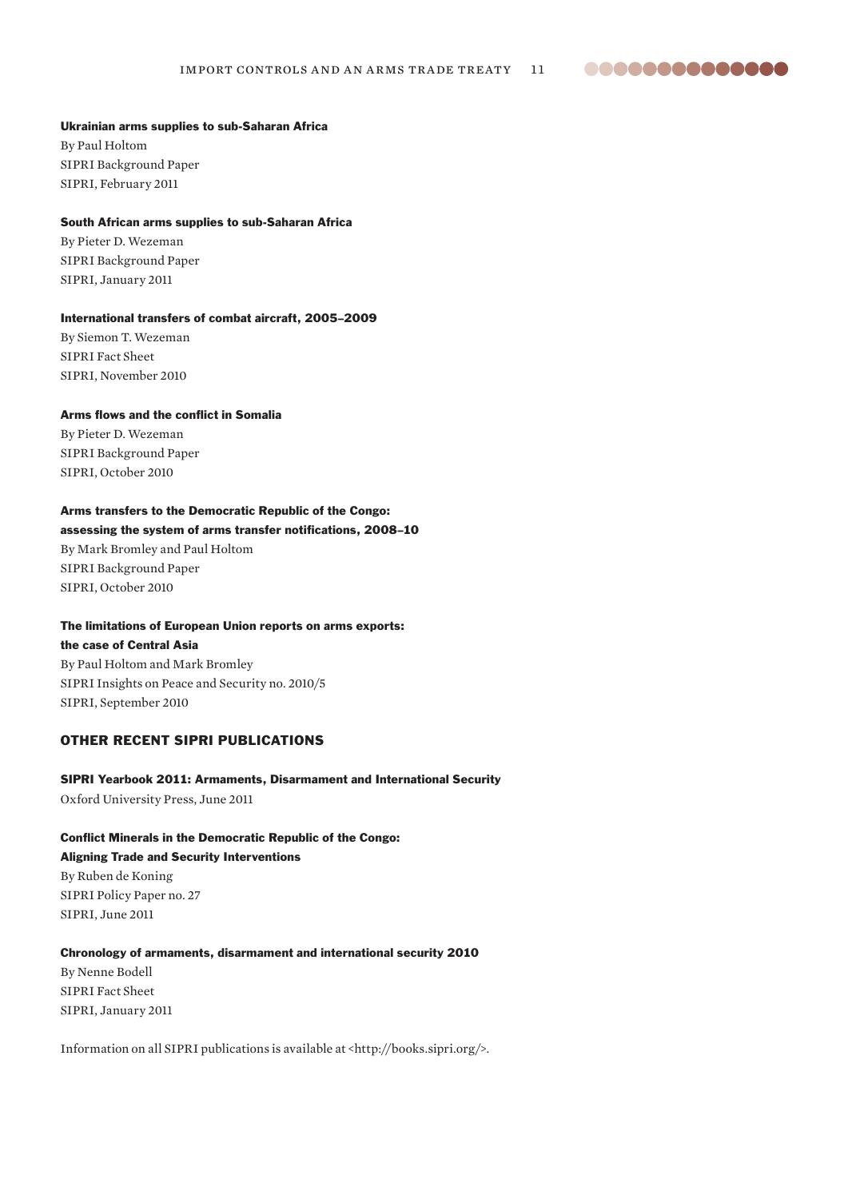**Ukrainian arms supplies to sub-Saharan Africa**
By Paul Holtom
SIPRI Background Paper
SIPRI, February 2011

**South African arms supplies to sub-Saharan Africa**
By Pieter D. Wezeman
SIPRI Background Paper
SIPRI, January 2011

**International transfers of combat aircraft, 2005–2009**
By Siemon T. Wezeman
SIPRI Fact Sheet
SIPRI, November 2010

**Arms flows and the conflict in Somalia**
By Pieter D. Wezeman
SIPRI Background Paper
SIPRI, October 2010

**Arms transfers to the Democratic Republic of the Congo: assessing the system of arms transfer notifications, 2008–10**
By Mark Bromley and Paul Holtom
SIPRI Background Paper
SIPRI, October 2010

**The limitations of European Union reports on arms exports: the case of Central Asia**
By Paul Holtom and Mark Bromley
SIPRI Insights on Peace and Security no. 2010/5
SIPRI, September 2010

## OTHER RECENT SIPRI PUBLICATIONS

**SIPRI Yearbook 2011: Armaments, Disarmament and International Security**
Oxford University Press, June 2011

**Conflict Minerals in the Democratic Republic of the Congo: Aligning Trade and Security Interventions**
By Ruben de Koning
SIPRI Policy Paper no. 27
SIPRI, June 2011

**Chronology of armaments, disarmament and international security 2010**
By Nenne Bodell
SIPRI Fact Sheet
SIPRI, January 2011

Information on all SIPRI publications is available at <http://books.sipri.org/>.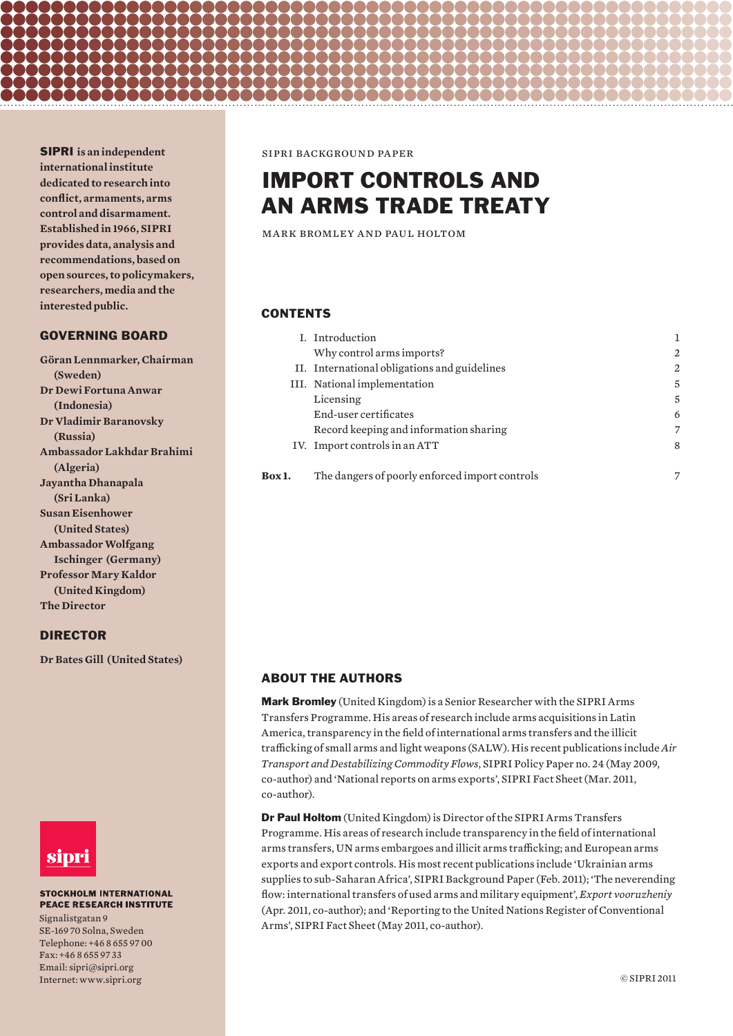**SIPRI** is an independent international institute dedicated to research into conflict, armaments, arms control and disarmament. Established in 1966, SIPRI provides data, analysis and recommendations, based on open sources, to policymakers, researchers, media and the interested public.

## GOVERNING BOARD

Göran Lennmarker, Chairman (Sweden)
Dr Dewi Fortuna Anwar (Indonesia)
Dr Vladimir Baranovsky (Russia)
Ambassador Lakhdar Brahimi (Algeria)
Jayantha Dhanapala (Sri Lanka)
Susan Eisenhower (United States)
Ambassador Wolfgang Ischinger (Germany)
Professor Mary Kaldor (United Kingdom)
The Director

## DIRECTOR

Dr Bates Gill (United States)

**STOCKHOLM INTERNATIONAL PEACE RESEARCH INSTITUTE**

Signalistgatan 9
SE-169 70 Solna, Sweden
Telephone: +46 8 655 97 00
Fax: +46 8 655 97 33
Email: sipri@sipri.org
Internet: www.sipri.org

SIPRI BACKGROUND PAPER

# IMPORT CONTROLS AND AN ARMS TRADE TREATY

MARK BROMLEY AND PAUL HOLTOM

## CONTENTS

| | | |
|---|---|---|
| I. | Introduction | 1 |
| | Why control arms imports? | 2 |
| II. | International obligations and guidelines | 2 |
| III. | National implementation | 5 |
| | Licensing | 5 |
| | End-user certificates | 6 |
| | Record keeping and information sharing | 7 |
| IV. | Import controls in an ATT | 8 |
| **Box 1.** | The dangers of poorly enforced import controls | 7 |

## ABOUT THE AUTHORS

**Mark Bromley** (United Kingdom) is a Senior Researcher with the SIPRI Arms Transfers Programme. His areas of research include arms acquisitions in Latin America, transparency in the field of international arms transfers and the illicit trafficking of small arms and light weapons (SALW). His recent publications include *Air Transport and Destabilizing Commodity Flows*, SIPRI Policy Paper no. 24 (May 2009, co-author) and 'National reports on arms exports', SIPRI Fact Sheet (Mar. 2011, co-author).

**Dr Paul Holtom** (United Kingdom) is Director of the SIPRI Arms Transfers Programme. His areas of research include transparency in the field of international arms transfers, UN arms embargoes and illicit arms trafficking; and European arms exports and export controls. His most recent publications include 'Ukrainian arms supplies to sub-Saharan Africa', SIPRI Background Paper (Feb. 2011); 'The neverending flow: international transfers of used arms and military equipment', *Export vooruzheniy* (Apr. 2011, co-author); and 'Reporting to the United Nations Register of Conventional Arms', SIPRI Fact Sheet (May 2011, co-author).

© SIPRI 2011